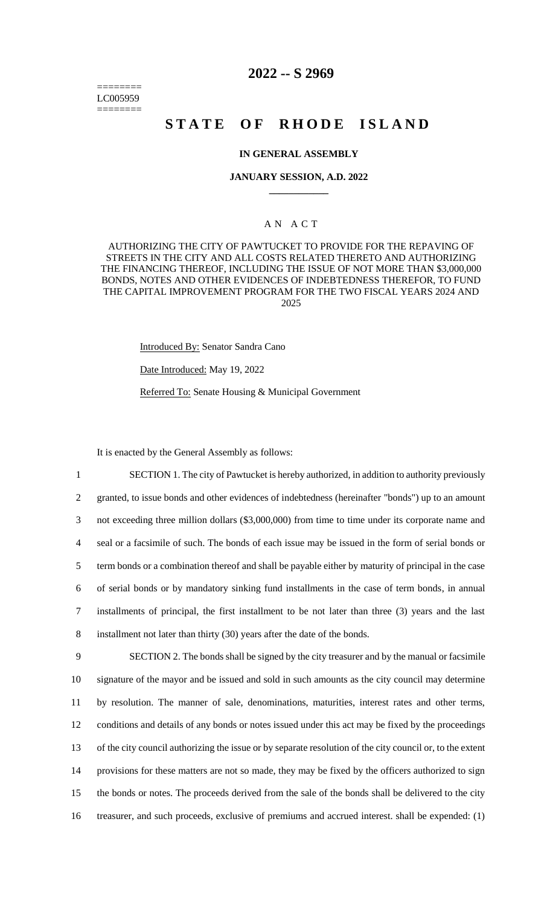========
LC005959
========

# 2022 -- S 2969

# STATE OF RHODE ISLAND

### IN GENERAL ASSEMBLY

### JANUARY SESSION, A.D. 2022

## AN ACT

AUTHORIZING THE CITY OF PAWTUCKET TO PROVIDE FOR THE REPAVING OF STREETS IN THE CITY AND ALL COSTS RELATED THERETO AND AUTHORIZING THE FINANCING THEREOF, INCLUDING THE ISSUE OF NOT MORE THAN $3,000,000 BONDS, NOTES AND OTHER EVIDENCES OF INDEBTEDNESS THEREFOR, TO FUND THE CAPITAL IMPROVEMENT PROGRAM FOR THE TWO FISCAL YEARS 2024 AND 2025

Introduced By: Senator Sandra Cano

Date Introduced: May 19, 2022

Referred To: Senate Housing & Municipal Government

It is enacted by the General Assembly as follows:

1 SECTION 1. The city of Pawtucket is hereby authorized, in addition to authority previously
2 granted, to issue bonds and other evidences of indebtedness (hereinafter "bonds") up to an amount
3 not exceeding three million dollars ($3,000,000) from time to time under its corporate name and
4 seal or a facsimile of such. The bonds of each issue may be issued in the form of serial bonds or
5 term bonds or a combination thereof and shall be payable either by maturity of principal in the case
6 of serial bonds or by mandatory sinking fund installments in the case of term bonds, in annual
7 installments of principal, the first installment to be not later than three (3) years and the last
8 installment not later than thirty (30) years after the date of the bonds.

9 SECTION 2. The bonds shall be signed by the city treasurer and by the manual or facsimile
10 signature of the mayor and be issued and sold in such amounts as the city council may determine
11 by resolution. The manner of sale, denominations, maturities, interest rates and other terms,
12 conditions and details of any bonds or notes issued under this act may be fixed by the proceedings
13 of the city council authorizing the issue or by separate resolution of the city council or, to the extent
14 provisions for these matters are not so made, they may be fixed by the officers authorized to sign
15 the bonds or notes. The proceeds derived from the sale of the bonds shall be delivered to the city
16 treasurer, and such proceeds, exclusive of premiums and accrued interest. shall be expended: (1)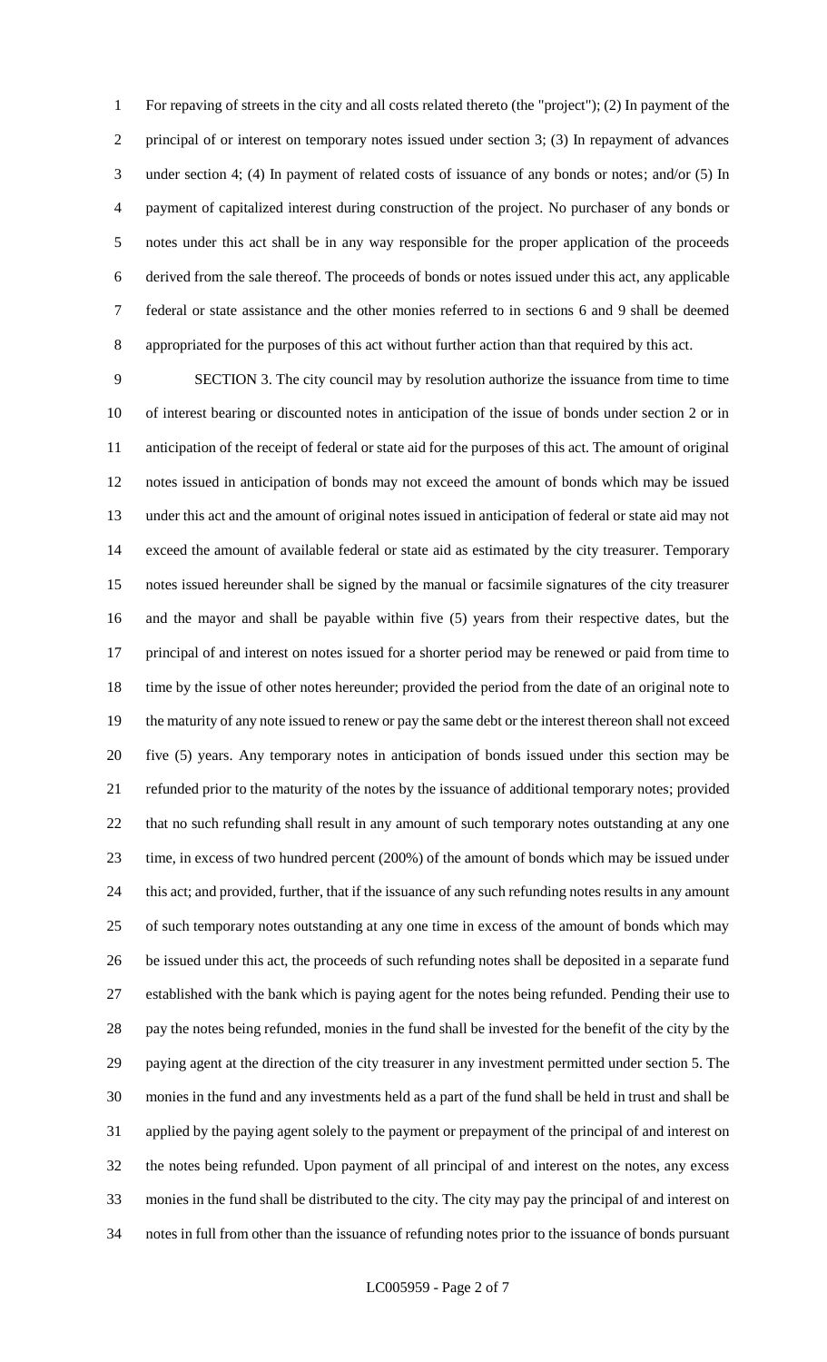For repaving of streets in the city and all costs related thereto (the "project"); (2) In payment of the principal of or interest on temporary notes issued under section 3; (3) In repayment of advances under section 4; (4) In payment of related costs of issuance of any bonds or notes; and/or (5) In payment of capitalized interest during construction of the project. No purchaser of any bonds or notes under this act shall be in any way responsible for the proper application of the proceeds derived from the sale thereof. The proceeds of bonds or notes issued under this act, any applicable federal or state assistance and the other monies referred to in sections 6 and 9 shall be deemed appropriated for the purposes of this act without further action than that required by this act.

SECTION 3. The city council may by resolution authorize the issuance from time to time of interest bearing or discounted notes in anticipation of the issue of bonds under section 2 or in anticipation of the receipt of federal or state aid for the purposes of this act. The amount of original notes issued in anticipation of bonds may not exceed the amount of bonds which may be issued under this act and the amount of original notes issued in anticipation of federal or state aid may not exceed the amount of available federal or state aid as estimated by the city treasurer. Temporary notes issued hereunder shall be signed by the manual or facsimile signatures of the city treasurer and the mayor and shall be payable within five (5) years from their respective dates, but the principal of and interest on notes issued for a shorter period may be renewed or paid from time to time by the issue of other notes hereunder; provided the period from the date of an original note to the maturity of any note issued to renew or pay the same debt or the interest thereon shall not exceed five (5) years. Any temporary notes in anticipation of bonds issued under this section may be refunded prior to the maturity of the notes by the issuance of additional temporary notes; provided that no such refunding shall result in any amount of such temporary notes outstanding at any one time, in excess of two hundred percent (200%) of the amount of bonds which may be issued under this act; and provided, further, that if the issuance of any such refunding notes results in any amount of such temporary notes outstanding at any one time in excess of the amount of bonds which may be issued under this act, the proceeds of such refunding notes shall be deposited in a separate fund established with the bank which is paying agent for the notes being refunded. Pending their use to pay the notes being refunded, monies in the fund shall be invested for the benefit of the city by the paying agent at the direction of the city treasurer in any investment permitted under section 5. The monies in the fund and any investments held as a part of the fund shall be held in trust and shall be applied by the paying agent solely to the payment or prepayment of the principal of and interest on the notes being refunded. Upon payment of all principal of and interest on the notes, any excess monies in the fund shall be distributed to the city. The city may pay the principal of and interest on notes in full from other than the issuance of refunding notes prior to the issuance of bonds pursuant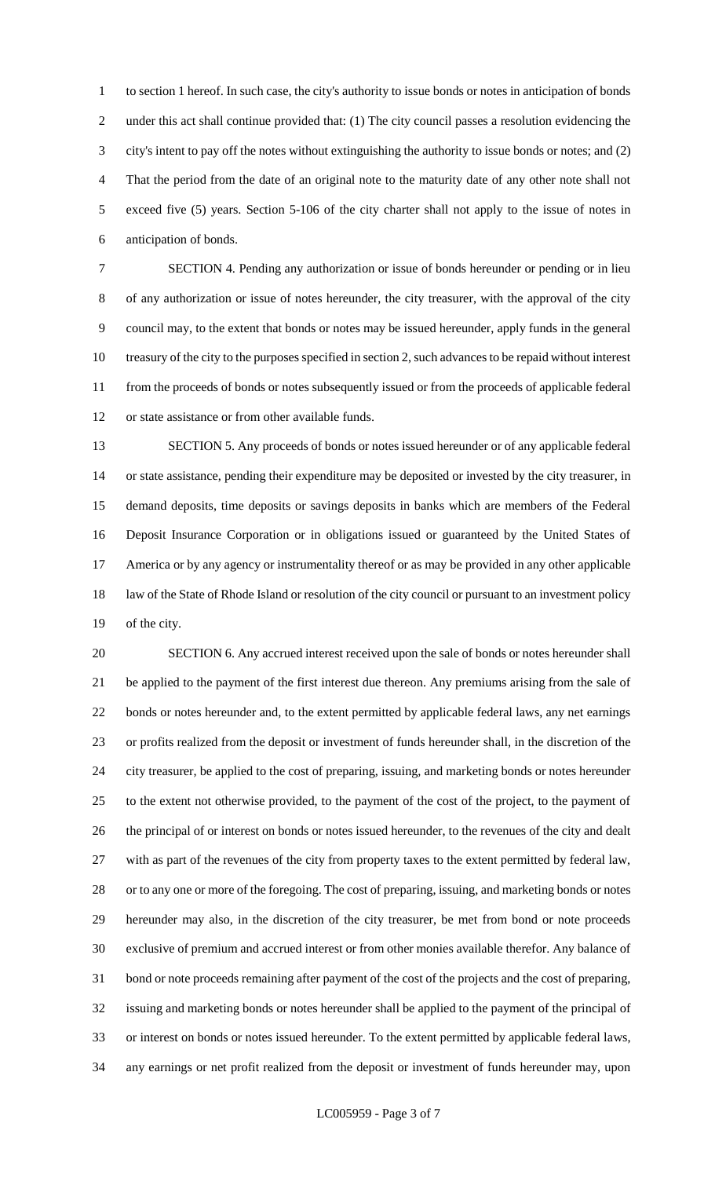to section 1 hereof. In such case, the city's authority to issue bonds or notes in anticipation of bonds under this act shall continue provided that: (1) The city council passes a resolution evidencing the city's intent to pay off the notes without extinguishing the authority to issue bonds or notes; and (2) That the period from the date of an original note to the maturity date of any other note shall not exceed five (5) years. Section 5-106 of the city charter shall not apply to the issue of notes in anticipation of bonds.

SECTION 4. Pending any authorization or issue of bonds hereunder or pending or in lieu of any authorization or issue of notes hereunder, the city treasurer, with the approval of the city council may, to the extent that bonds or notes may be issued hereunder, apply funds in the general treasury of the city to the purposes specified in section 2, such advances to be repaid without interest from the proceeds of bonds or notes subsequently issued or from the proceeds of applicable federal or state assistance or from other available funds.

SECTION 5. Any proceeds of bonds or notes issued hereunder or of any applicable federal or state assistance, pending their expenditure may be deposited or invested by the city treasurer, in demand deposits, time deposits or savings deposits in banks which are members of the Federal Deposit Insurance Corporation or in obligations issued or guaranteed by the United States of America or by any agency or instrumentality thereof or as may be provided in any other applicable law of the State of Rhode Island or resolution of the city council or pursuant to an investment policy of the city.

SECTION 6. Any accrued interest received upon the sale of bonds or notes hereunder shall be applied to the payment of the first interest due thereon. Any premiums arising from the sale of bonds or notes hereunder and, to the extent permitted by applicable federal laws, any net earnings or profits realized from the deposit or investment of funds hereunder shall, in the discretion of the city treasurer, be applied to the cost of preparing, issuing, and marketing bonds or notes hereunder to the extent not otherwise provided, to the payment of the cost of the project, to the payment of the principal of or interest on bonds or notes issued hereunder, to the revenues of the city and dealt with as part of the revenues of the city from property taxes to the extent permitted by federal law, or to any one or more of the foregoing. The cost of preparing, issuing, and marketing bonds or notes hereunder may also, in the discretion of the city treasurer, be met from bond or note proceeds exclusive of premium and accrued interest or from other monies available therefor. Any balance of bond or note proceeds remaining after payment of the cost of the projects and the cost of preparing, issuing and marketing bonds or notes hereunder shall be applied to the payment of the principal of or interest on bonds or notes issued hereunder. To the extent permitted by applicable federal laws, any earnings or net profit realized from the deposit or investment of funds hereunder may, upon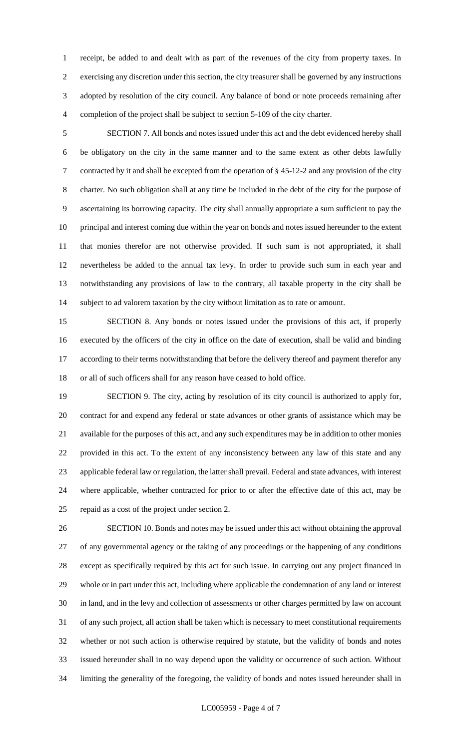receipt, be added to and dealt with as part of the revenues of the city from property taxes. In exercising any discretion under this section, the city treasurer shall be governed by any instructions adopted by resolution of the city council. Any balance of bond or note proceeds remaining after completion of the project shall be subject to section 5-109 of the city charter.

SECTION 7. All bonds and notes issued under this act and the debt evidenced hereby shall be obligatory on the city in the same manner and to the same extent as other debts lawfully contracted by it and shall be excepted from the operation of § 45-12-2 and any provision of the city charter. No such obligation shall at any time be included in the debt of the city for the purpose of ascertaining its borrowing capacity. The city shall annually appropriate a sum sufficient to pay the principal and interest coming due within the year on bonds and notes issued hereunder to the extent that monies therefor are not otherwise provided. If such sum is not appropriated, it shall nevertheless be added to the annual tax levy. In order to provide such sum in each year and notwithstanding any provisions of law to the contrary, all taxable property in the city shall be subject to ad valorem taxation by the city without limitation as to rate or amount.

SECTION 8. Any bonds or notes issued under the provisions of this act, if properly executed by the officers of the city in office on the date of execution, shall be valid and binding according to their terms notwithstanding that before the delivery thereof and payment therefor any or all of such officers shall for any reason have ceased to hold office.

SECTION 9. The city, acting by resolution of its city council is authorized to apply for, contract for and expend any federal or state advances or other grants of assistance which may be available for the purposes of this act, and any such expenditures may be in addition to other monies provided in this act. To the extent of any inconsistency between any law of this state and any applicable federal law or regulation, the latter shall prevail. Federal and state advances, with interest where applicable, whether contracted for prior to or after the effective date of this act, may be repaid as a cost of the project under section 2.

SECTION 10. Bonds and notes may be issued under this act without obtaining the approval of any governmental agency or the taking of any proceedings or the happening of any conditions except as specifically required by this act for such issue. In carrying out any project financed in whole or in part under this act, including where applicable the condemnation of any land or interest in land, and in the levy and collection of assessments or other charges permitted by law on account of any such project, all action shall be taken which is necessary to meet constitutional requirements whether or not such action is otherwise required by statute, but the validity of bonds and notes issued hereunder shall in no way depend upon the validity or occurrence of such action. Without limiting the generality of the foregoing, the validity of bonds and notes issued hereunder shall in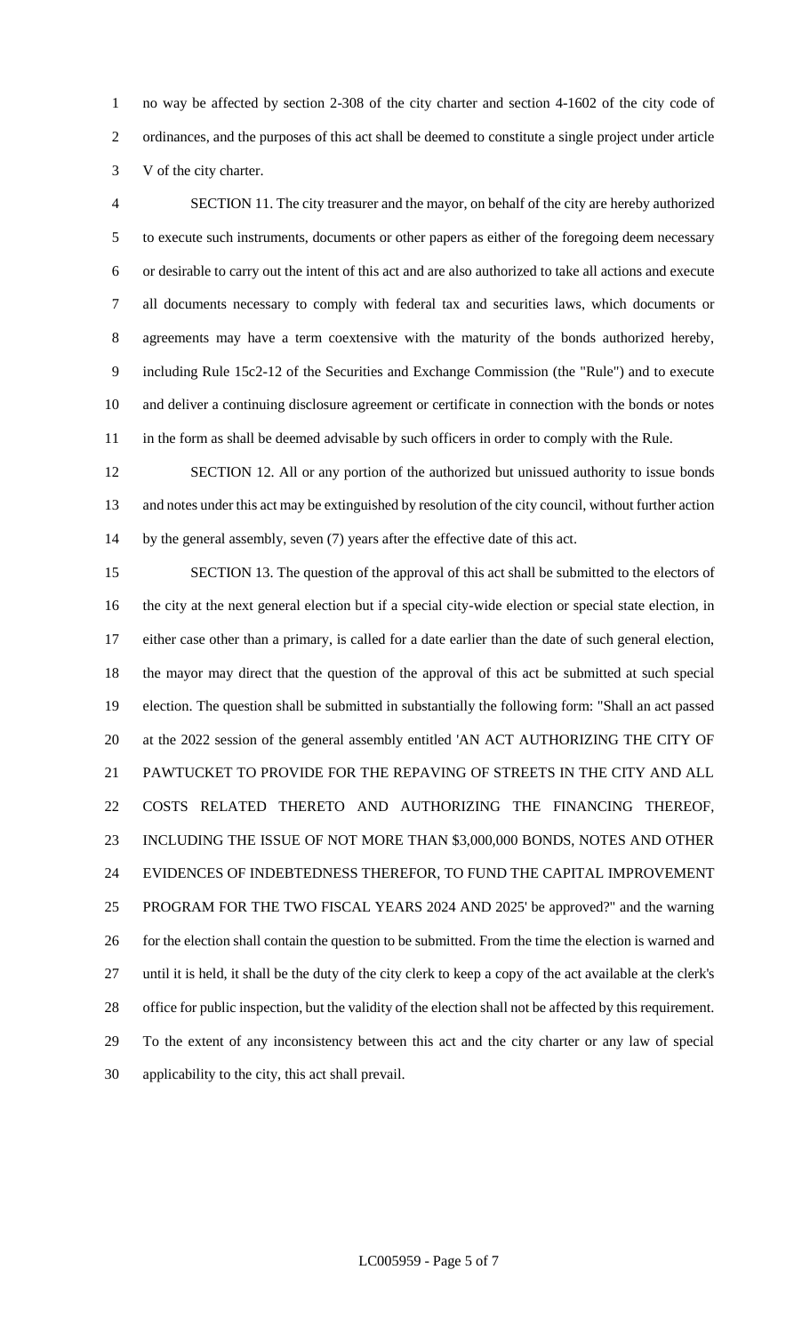no way be affected by section 2-308 of the city charter and section 4-1602 of the city code of ordinances, and the purposes of this act shall be deemed to constitute a single project under article V of the city charter.

SECTION 11. The city treasurer and the mayor, on behalf of the city are hereby authorized to execute such instruments, documents or other papers as either of the foregoing deem necessary or desirable to carry out the intent of this act and are also authorized to take all actions and execute all documents necessary to comply with federal tax and securities laws, which documents or agreements may have a term coextensive with the maturity of the bonds authorized hereby, including Rule 15c2-12 of the Securities and Exchange Commission (the "Rule") and to execute and deliver a continuing disclosure agreement or certificate in connection with the bonds or notes in the form as shall be deemed advisable by such officers in order to comply with the Rule.

SECTION 12. All or any portion of the authorized but unissued authority to issue bonds and notes under this act may be extinguished by resolution of the city council, without further action by the general assembly, seven (7) years after the effective date of this act.

SECTION 13. The question of the approval of this act shall be submitted to the electors of the city at the next general election but if a special city-wide election or special state election, in either case other than a primary, is called for a date earlier than the date of such general election, the mayor may direct that the question of the approval of this act be submitted at such special election. The question shall be submitted in substantially the following form: "Shall an act passed at the 2022 session of the general assembly entitled 'AN ACT AUTHORIZING THE CITY OF PAWTUCKET TO PROVIDE FOR THE REPAVING OF STREETS IN THE CITY AND ALL COSTS RELATED THERETO AND AUTHORIZING THE FINANCING THEREOF, INCLUDING THE ISSUE OF NOT MORE THAN $3,000,000 BONDS, NOTES AND OTHER EVIDENCES OF INDEBTEDNESS THEREFOR, TO FUND THE CAPITAL IMPROVEMENT PROGRAM FOR THE TWO FISCAL YEARS 2024 AND 2025' be approved?" and the warning for the election shall contain the question to be submitted. From the time the election is warned and until it is held, it shall be the duty of the city clerk to keep a copy of the act available at the clerk's office for public inspection, but the validity of the election shall not be affected by this requirement. To the extent of any inconsistency between this act and the city charter or any law of special applicability to the city, this act shall prevail.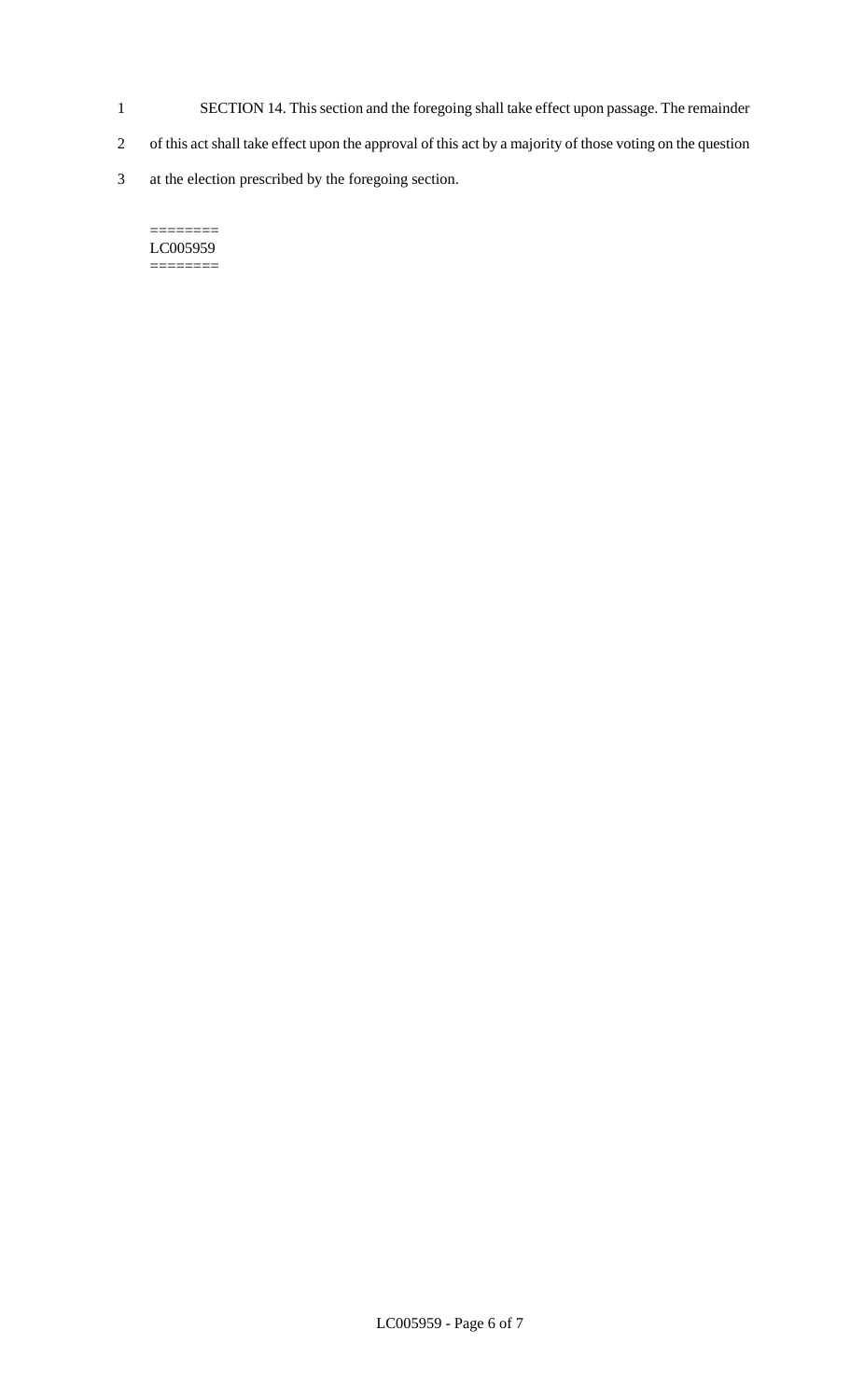SECTION 14. This section and the foregoing shall take effect upon passage. The remainder of this act shall take effect upon the approval of this act by a majority of those voting on the question at the election prescribed by the foregoing section.

========
LC005959
========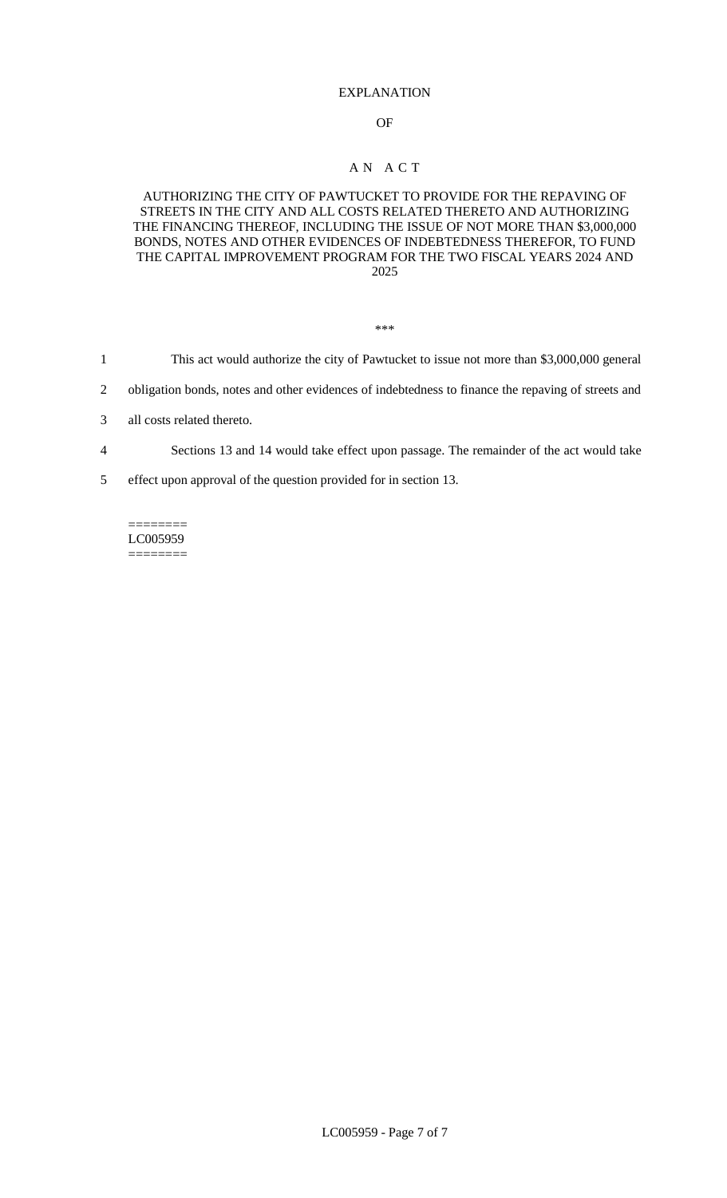EXPLANATION

OF

# A N A C T

AUTHORIZING THE CITY OF PAWTUCKET TO PROVIDE FOR THE REPAVING OF STREETS IN THE CITY AND ALL COSTS RELATED THERETO AND AUTHORIZING THE FINANCING THEREOF, INCLUDING THE ISSUE OF NOT MORE THAN $3,000,000 BONDS, NOTES AND OTHER EVIDENCES OF INDEBTEDNESS THEREFOR, TO FUND THE CAPITAL IMPROVEMENT PROGRAM FOR THE TWO FISCAL YEARS 2024 AND 2025

***

This act would authorize the city of Pawtucket to issue not more than $3,000,000 general obligation bonds, notes and other evidences of indebtedness to finance the repaving of streets and all costs related thereto.

Sections 13 and 14 would take effect upon passage. The remainder of the act would take effect upon approval of the question provided for in section 13.

========
LC005959
========